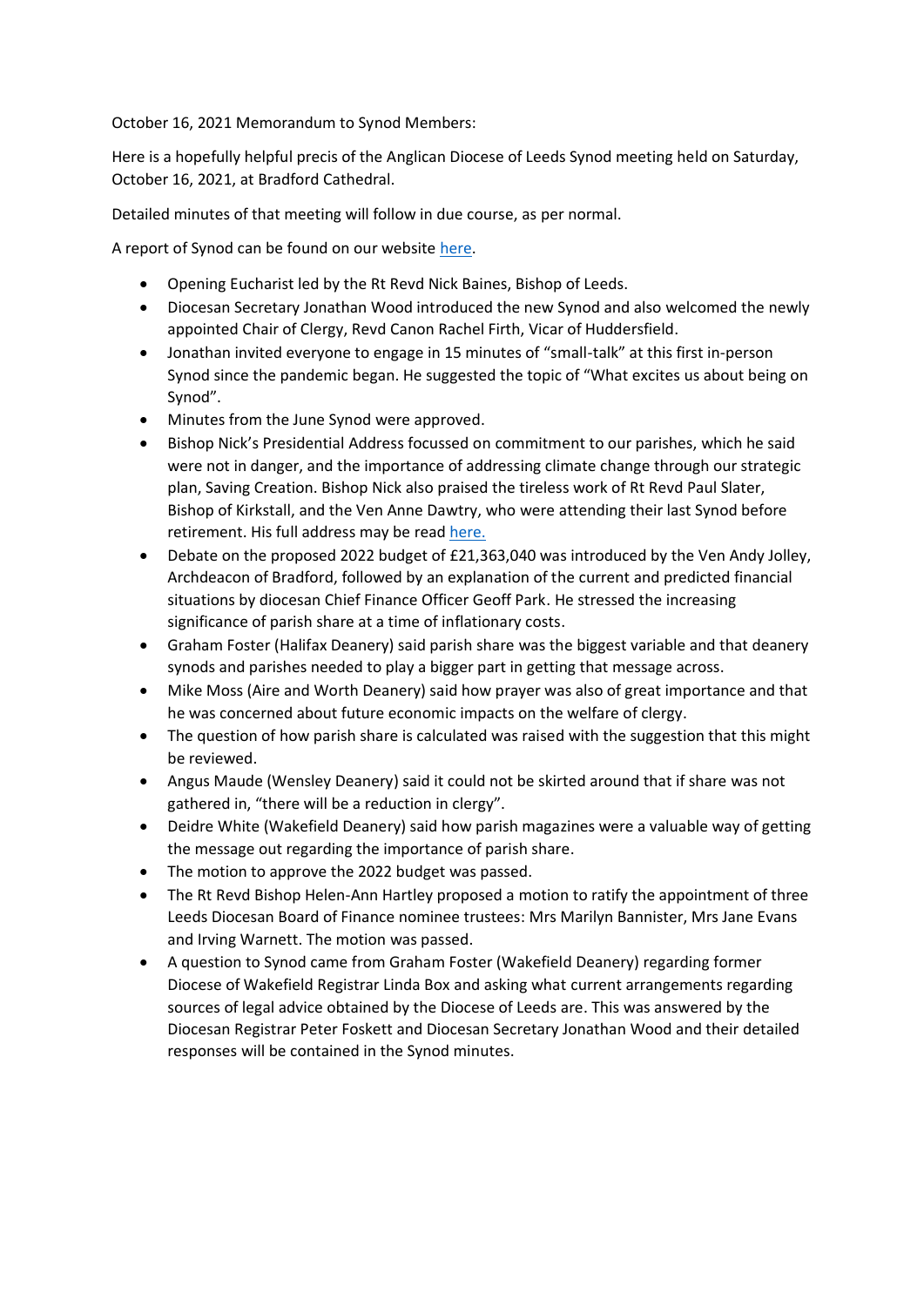October 16, 2021 Memorandum to Synod Members:

Here is a hopefully helpful precis of the Anglican Diocese of Leeds Synod meeting held on Saturday, October 16, 2021, at Bradford Cathedral.

Detailed minutes of that meeting will follow in due course, as per normal.

A report of Synod can be found on our website here.

- Opening Eucharist led by the Rt Revd Nick Baines, Bishop of Leeds.
- Diocesan Secretary Jonathan Wood introduced the new Synod and also welcomed the newly appointed Chair of Clergy, Revd Canon Rachel Firth, Vicar of Huddersfield.
- Jonathan invited everyone to engage in 15 minutes of "small-talk" at this first in-person Synod since the pandemic began. He suggested the topic of "What excites us about being on Synod".
- Minutes from the June Synod were approved.
- Bishop Nick's Presidential Address focussed on commitment to our parishes, which he said were not in danger, and the importance of addressing climate change through our strategic plan, Saving Creation. Bishop Nick also praised the tireless work of Rt Revd Paul Slater, Bishop of Kirkstall, and the Ven Anne Dawtry, who were attending their last Synod before retirement. His full address may be read here.
- Debate on the proposed 2022 budget of £21,363,040 was introduced by the Ven Andy Jolley, Archdeacon of Bradford, followed by an explanation of the current and predicted financial situations by diocesan Chief Finance Officer Geoff Park. He stressed the increasing significance of parish share at a time of inflationary costs.
- Graham Foster (Halifax Deanery) said parish share was the biggest variable and that deanery synods and parishes needed to play a bigger part in getting that message across.
- Mike Moss (Aire and Worth Deanery) said how prayer was also of great importance and that he was concerned about future economic impacts on the welfare of clergy.
- The question of how parish share is calculated was raised with the suggestion that this might be reviewed.
- Angus Maude (Wensley Deanery) said it could not be skirted around that if share was not gathered in, "there will be a reduction in clergy".
- Deidre White (Wakefield Deanery) said how parish magazines were a valuable way of getting the message out regarding the importance of parish share.
- The motion to approve the 2022 budget was passed.
- The Rt Revd Bishop Helen-Ann Hartley proposed a motion to ratify the appointment of three Leeds Diocesan Board of Finance nominee trustees: Mrs Marilyn Bannister, Mrs Jane Evans and Irving Warnett. The motion was passed.
- A question to Synod came from Graham Foster (Wakefield Deanery) regarding former Diocese of Wakefield Registrar Linda Box and asking what current arrangements regarding sources of legal advice obtained by the Diocese of Leeds are. This was answered by the Diocesan Registrar Peter Foskett and Diocesan Secretary Jonathan Wood and their detailed responses will be contained in the Synod minutes.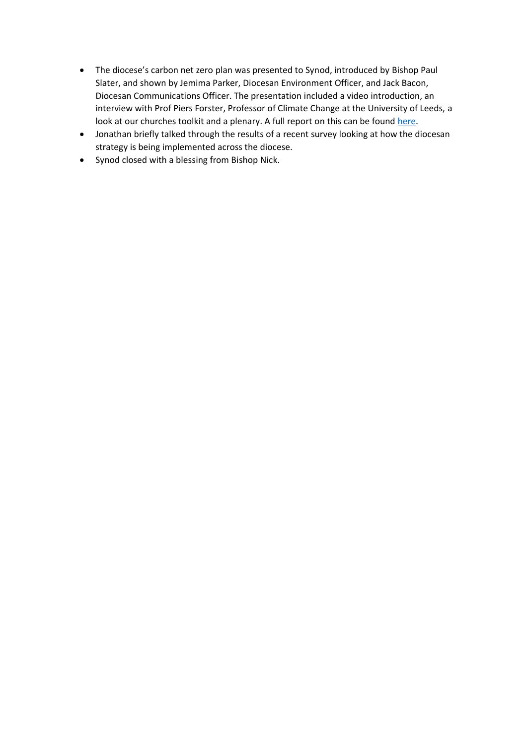- The diocese's carbon net zero plan was presented to Synod, introduced by Bishop Paul Slater, and shown by Jemima Parker, Diocesan Environment Officer, and Jack Bacon, Diocesan Communications Officer. The presentation included a video introduction, an interview with Prof Piers Forster, Professor of Climate Change at the University of Leeds, a look at our churches toolkit and a plenary. A full report on this can be found here.
- Jonathan briefly talked through the results of a recent survey looking at how the diocesan strategy is being implemented across the diocese.
- Synod closed with a blessing from Bishop Nick.